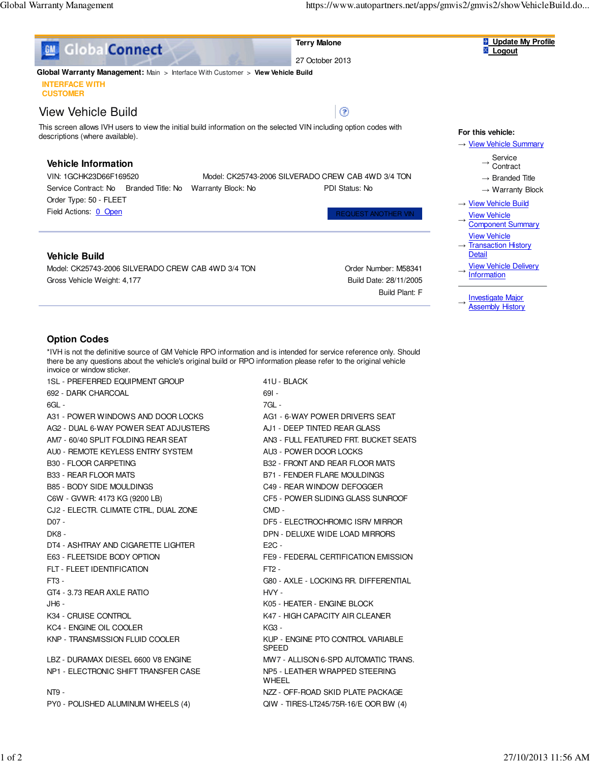GlobalConnect

Terry Malone

27 October 2013

Update My Profile
Logout

**Global Warranty Management:** Main > Interface With Customer > **View Vehicle Build**

INTERFACE WITH CUSTOMER

# View Vehicle Build

This screen allows IVH users to view the initial build information on the selected VIN including option codes with descriptions (where available).

## Vehicle Information

VIN: 1GCHK23D66F169520    Model: CK25743-2006 SILVERADO CREW CAB 4WD 3/4 TON

Service Contract: No    Branded Title: No    Warranty Block: No    PDI Status: No

Order Type: 50 - FLEET

Field Actions: 0 Open

REQUEST ANOTHER VIN

## Vehicle Build

Model: CK25743-2006 SILVERADO CREW CAB 4WD 3/4 TON    Order Number: M58341

Gross Vehicle Weight: 4,177    Build Date: 28/11/2005

Build Plant: F

## Option Codes

*IVH is not the definitive source of GM Vehicle RPO information and is intended for service reference only. Should there be any questions about the vehicle's original build or RPO information please refer to the original vehicle invoice or window sticker.

- 1SL - PREFERRED EQUIPMENT GROUP
- 41U - BLACK
- 692 - DARK CHARCOAL
- 69I -
- 6GL -
- 7GL -
- A31 - POWER WINDOWS AND DOOR LOCKS
- AG1 - 6-WAY POWER DRIVER'S SEAT
- AG2 - DUAL 6-WAY POWER SEAT ADJUSTERS
- AJ1 - DEEP TINTED REAR GLASS
- AM7 - 60/40 SPLIT FOLDING REAR SEAT
- AN3 - FULL FEATURED FRT. BUCKET SEATS
- AU0 - REMOTE KEYLESS ENTRY SYSTEM
- AU3 - POWER DOOR LOCKS
- B30 - FLOOR CARPETING
- B32 - FRONT AND REAR FLOOR MATS
- B33 - REAR FLOOR MATS
- B71 - FENDER FLARE MOULDINGS
- B85 - BODY SIDE MOULDINGS
- C49 - REAR WINDOW DEFOGGER
- C6W - GVWR: 4173 KG (9200 LB)
- CF5 - POWER SLIDING GLASS SUNROOF
- CJ2 - ELECTR. CLIMATE CTRL, DUAL ZONE
- CMD -
- D07 -
- DF5 - ELECTROCHROMIC ISRV MIRROR
- DK8 -
- DPN - DELUXE WIDE LOAD MIRRORS
- DT4 - ASHTRAY AND CIGARETTE LIGHTER
- E2C -
- E63 - FLEETSIDE BODY OPTION
- FE9 - FEDERAL CERTIFICATION EMISSION
- FLT - FLEET IDENTIFICATION
- FT2 -
- FT3 -
- G80 - AXLE - LOCKING RR. DIFFERENTIAL
- GT4 - 3.73 REAR AXLE RATIO
- HVY -
- JH6 -
- K05 - HEATER - ENGINE BLOCK
- K34 - CRUISE CONTROL
- K47 - HIGH CAPACITY AIR CLEANER
- KC4 - ENGINE OIL COOLER
- KG3 -
- KNP - TRANSMISSION FLUID COOLER
- KUP - ENGINE PTO CONTROL VARIABLE SPEED
- LBZ - DURAMAX DIESEL 6600 V8 ENGINE
- MW7 - ALLISON 6-SPD AUTOMATIC TRANS.
- NP1 - ELECTRONIC SHIFT TRANSFER CASE
- NP5 - LEATHER WRAPPED STEERING WHEEL
- NT9 -
- NZZ - OFF-ROAD SKID PLATE PACKAGE
- PY0 - POLISHED ALUMINUM WHEELS (4)
- QIW - TIRES-LT245/75R-16/E OOR BW (4)

**For this vehicle:**

- → View Vehicle Summary
  - → Service Contract
  - → Branded Title
  - → Warranty Block
- → View Vehicle Build
- → View Vehicle Component Summary
- → View Vehicle Transaction History Detail
- → View Vehicle Delivery Information
- → Investigate Major Assembly History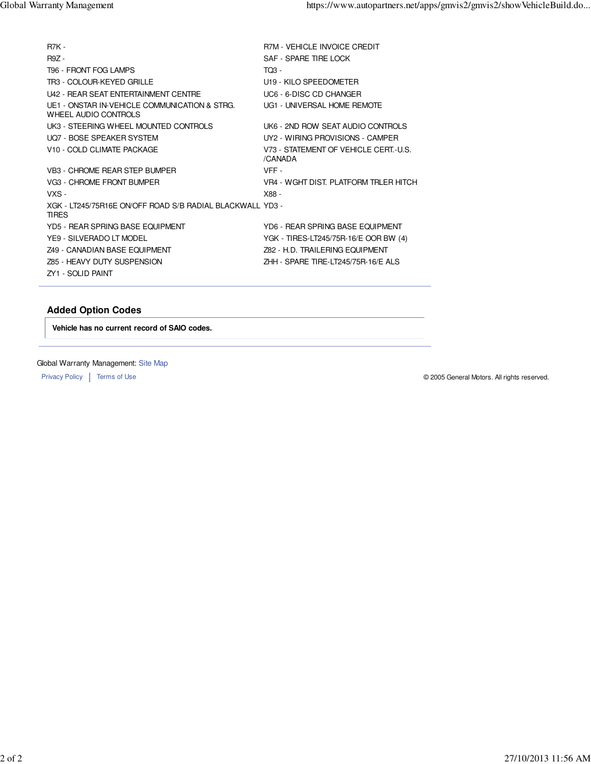| | |
|---|---|
| R7K - | R7M - VEHICLE INVOICE CREDIT |
| R9Z - | SAF - SPARE TIRE LOCK |
| T96 - FRONT FOG LAMPS | TQ3 - |
| TR3 - COLOUR-KEYED GRILLE | U19 - KILO SPEEDOMETER |
| U42 - REAR SEAT ENTERTAINMENT CENTRE | UC6 - 6-DISC CD CHANGER |
| UE1 - ONSTAR IN-VEHICLE COMMUNICATION & STRG. WHEEL AUDIO CONTROLS | UG1 - UNIVERSAL HOME REMOTE |
| UK3 - STEERING WHEEL MOUNTED CONTROLS | UK6 - 2ND ROW SEAT AUDIO CONTROLS |
| UQ7 - BOSE SPEAKER SYSTEM | UY2 - WIRING PROVISIONS - CAMPER |
| V10 - COLD CLIMATE PACKAGE | V73 - STATEMENT OF VEHICLE CERT.-U.S. /CANADA |
| VB3 - CHROME REAR STEP BUMPER | VFF - |
| VG3 - CHROME FRONT BUMPER | VR4 - WGHT DIST. PLATFORM TRLER HITCH |
| VXS - | X88 - |
| XGK - LT245/75R16E ON/OFF ROAD S/B RADIAL BLACKWALL TIRES | YD3 - |
| YD5 - REAR SPRING BASE EQUIPMENT | YD6 - REAR SPRING BASE EQUIPMENT |
| YE9 - SILVERADO LT MODEL | YGK - TIRES-LT245/75R-16/E OOR BW (4) |
| Z49 - CANADIAN BASE EQUIPMENT | Z82 - H.D. TRAILERING EQUIPMENT |
| Z85 - HEAVY DUTY SUSPENSION | ZHH - SPARE TIRE-LT245/75R-16/E ALS |
| ZY1 - SOLID PAINT | |

## Added Option Codes

**Vehicle has no current record of SAIO codes.**

Global Warranty Management: Site Map

Privacy Policy | Terms of Use

© 2005 General Motors. All rights reserved.